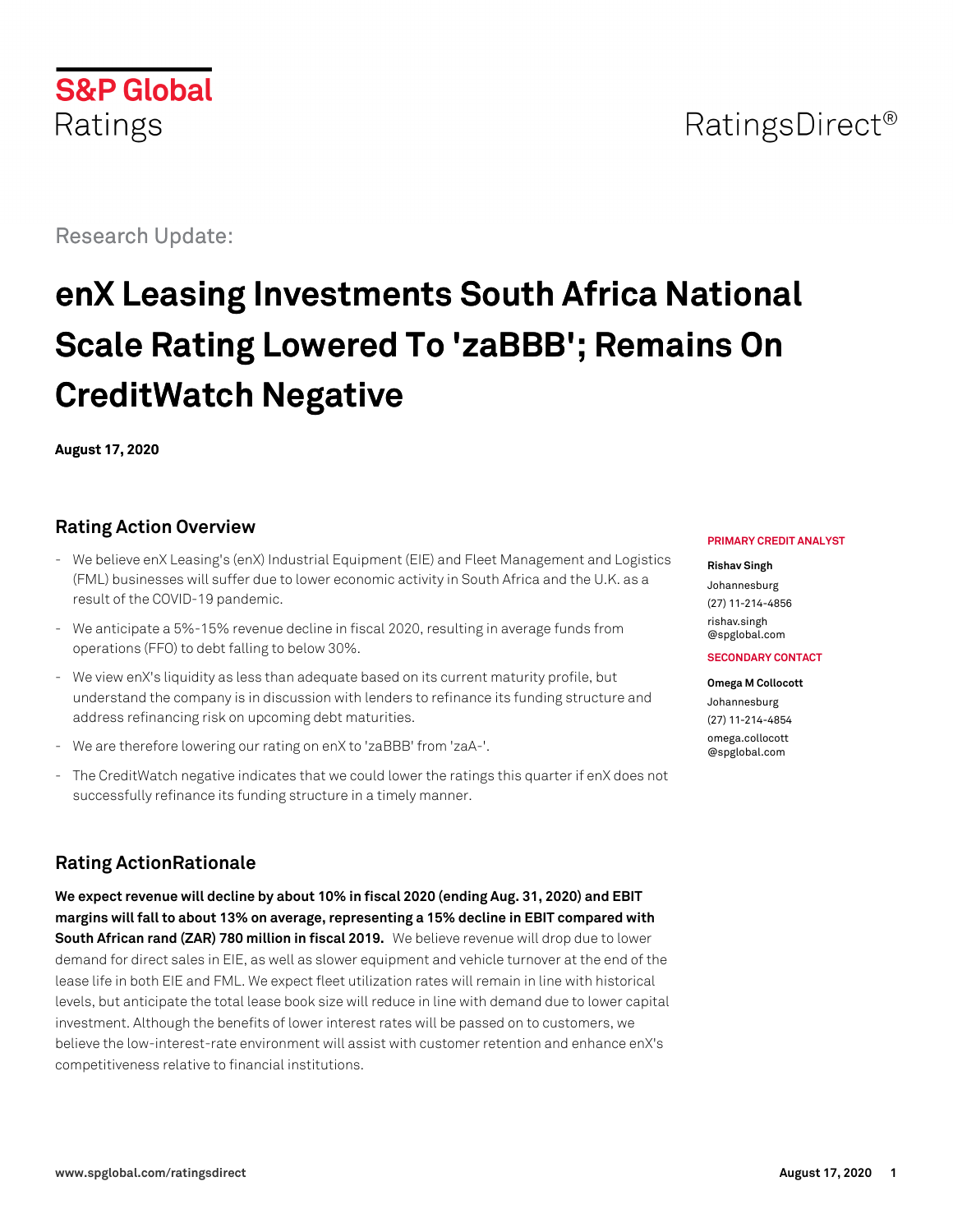S&P Global Ratings

RatingsDirect®

Research Update:

# enX Leasing Investments South Africa National Scale Rating Lowered To 'zaBBB'; Remains On CreditWatch Negative

**August 17, 2020**

**PRIMARY CREDIT ANALYST**

**Rishav Singh**
Johannesburg
(27) 11-214-4856
rishav.singh@spglobal.com

**SECONDARY CONTACT**

**Omega M Collocott**
Johannesburg
(27) 11-214-4854
omega.collocott@spglobal.com

## Rating Action Overview

- We believe enX Leasing's (enX) Industrial Equipment (EIE) and Fleet Management and Logistics (FML) businesses will suffer due to lower economic activity in South Africa and the U.K. as a result of the COVID-19 pandemic.
- We anticipate a 5%-15% revenue decline in fiscal 2020, resulting in average funds from operations (FFO) to debt falling to below 30%.
- We view enX's liquidity as less than adequate based on its current maturity profile, but understand the company is in discussion with lenders to refinance its funding structure and address refinancing risk on upcoming debt maturities.
- We are therefore lowering our rating on enX to 'zaBBB' from 'zaA-'.
- The CreditWatch negative indicates that we could lower the ratings this quarter if enX does not successfully refinance its funding structure in a timely manner.

## Rating ActionRationale

**We expect revenue will decline by about 10% in fiscal 2020 (ending Aug. 31, 2020) and EBIT margins will fall to about 13% on average, representing a 15% decline in EBIT compared with South African rand (ZAR) 780 million in fiscal 2019.** We believe revenue will drop due to lower demand for direct sales in EIE, as well as slower equipment and vehicle turnover at the end of the lease life in both EIE and FML. We expect fleet utilization rates will remain in line with historical levels, but anticipate the total lease book size will reduce in line with demand due to lower capital investment. Although the benefits of lower interest rates will be passed on to customers, we believe the low-interest-rate environment will assist with customer retention and enhance enX's competitiveness relative to financial institutions.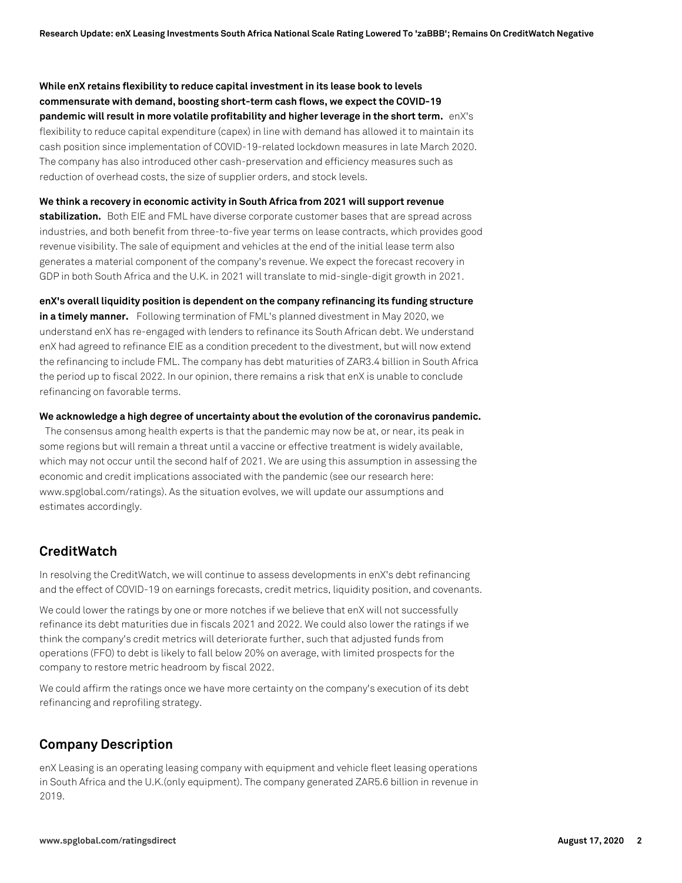**While enX retains flexibility to reduce capital investment in its lease book to levels commensurate with demand, boosting short-term cash flows, we expect the COVID-19 pandemic will result in more volatile profitability and higher leverage in the short term.** enX's flexibility to reduce capital expenditure (capex) in line with demand has allowed it to maintain its cash position since implementation of COVID-19-related lockdown measures in late March 2020. The company has also introduced other cash-preservation and efficiency measures such as reduction of overhead costs, the size of supplier orders, and stock levels.

**We think a recovery in economic activity in South Africa from 2021 will support revenue stabilization.** Both EIE and FML have diverse corporate customer bases that are spread across industries, and both benefit from three-to-five year terms on lease contracts, which provides good revenue visibility. The sale of equipment and vehicles at the end of the initial lease term also generates a material component of the company's revenue. We expect the forecast recovery in GDP in both South Africa and the U.K. in 2021 will translate to mid-single-digit growth in 2021.

**enX's overall liquidity position is dependent on the company refinancing its funding structure in a timely manner.** Following termination of FML's planned divestment in May 2020, we understand enX has re-engaged with lenders to refinance its South African debt. We understand enX had agreed to refinance EIE as a condition precedent to the divestment, but will now extend the refinancing to include FML. The company has debt maturities of ZAR3.4 billion in South Africa the period up to fiscal 2022. In our opinion, there remains a risk that enX is unable to conclude refinancing on favorable terms.

**We acknowledge a high degree of uncertainty about the evolution of the coronavirus pandemic.** The consensus among health experts is that the pandemic may now be at, or near, its peak in some regions but will remain a threat until a vaccine or effective treatment is widely available, which may not occur until the second half of 2021. We are using this assumption in assessing the economic and credit implications associated with the pandemic (see our research here: www.spglobal.com/ratings). As the situation evolves, we will update our assumptions and estimates accordingly.

## CreditWatch

In resolving the CreditWatch, we will continue to assess developments in enX's debt refinancing and the effect of COVID-19 on earnings forecasts, credit metrics, liquidity position, and covenants.

We could lower the ratings by one or more notches if we believe that enX will not successfully refinance its debt maturities due in fiscals 2021 and 2022. We could also lower the ratings if we think the company's credit metrics will deteriorate further, such that adjusted funds from operations (FFO) to debt is likely to fall below 20% on average, with limited prospects for the company to restore metric headroom by fiscal 2022.

We could affirm the ratings once we have more certainty on the company's execution of its debt refinancing and reprofiling strategy.

## Company Description

enX Leasing is an operating leasing company with equipment and vehicle fleet leasing operations in South Africa and the U.K.(only equipment). The company generated ZAR5.6 billion in revenue in 2019.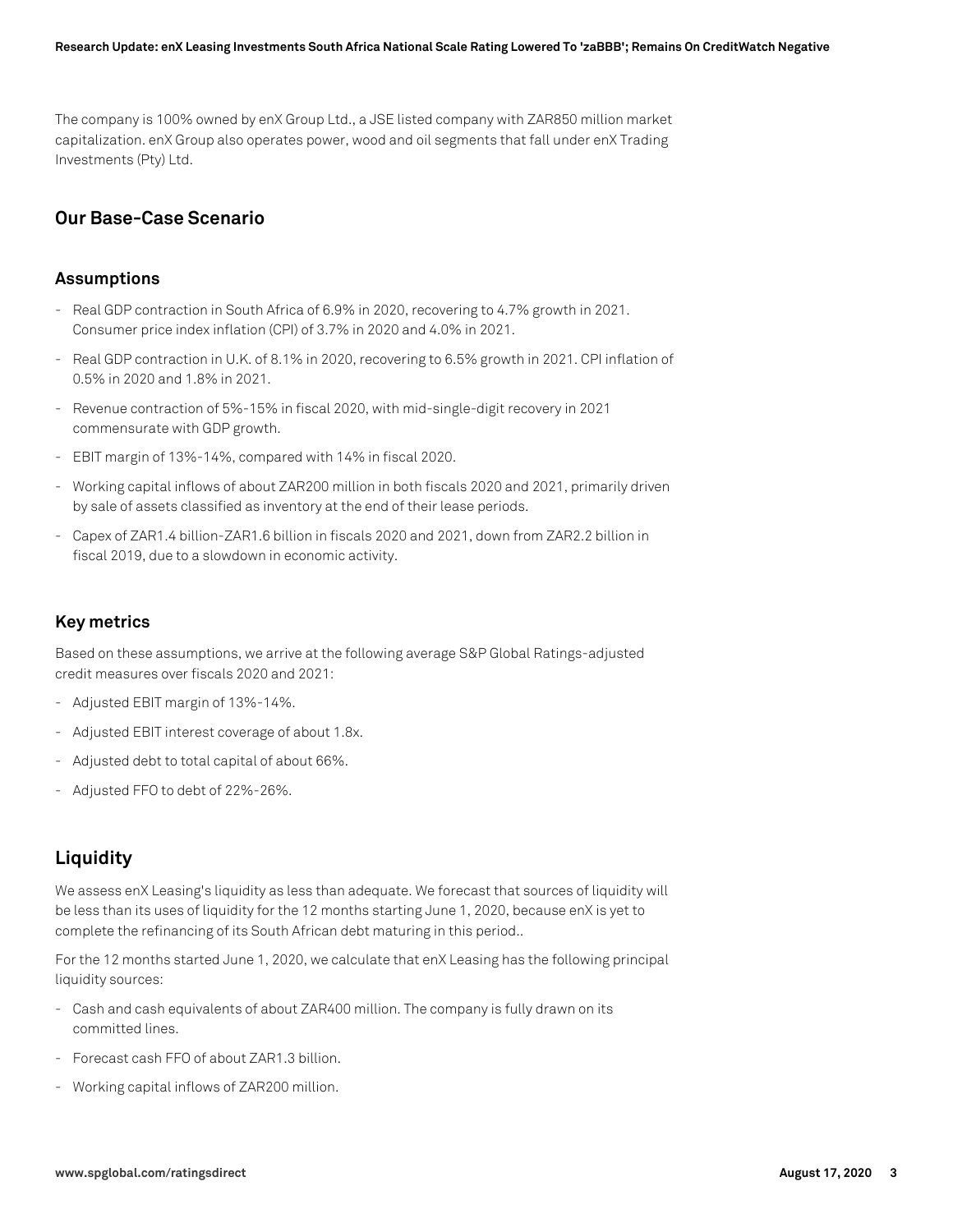The company is 100% owned by enX Group Ltd., a JSE listed company with ZAR850 million market capitalization. enX Group also operates power, wood and oil segments that fall under enX Trading Investments (Pty) Ltd.

## Our Base-Case Scenario

### Assumptions

- Real GDP contraction in South Africa of 6.9% in 2020, recovering to 4.7% growth in 2021. Consumer price index inflation (CPI) of 3.7% in 2020 and 4.0% in 2021.
- Real GDP contraction in U.K. of 8.1% in 2020, recovering to 6.5% growth in 2021. CPI inflation of 0.5% in 2020 and 1.8% in 2021.
- Revenue contraction of 5%-15% in fiscal 2020, with mid-single-digit recovery in 2021 commensurate with GDP growth.
- EBIT margin of 13%-14%, compared with 14% in fiscal 2020.
- Working capital inflows of about ZAR200 million in both fiscals 2020 and 2021, primarily driven by sale of assets classified as inventory at the end of their lease periods.
- Capex of ZAR1.4 billion-ZAR1.6 billion in fiscals 2020 and 2021, down from ZAR2.2 billion in fiscal 2019, due to a slowdown in economic activity.

### Key metrics

Based on these assumptions, we arrive at the following average S&P Global Ratings-adjusted credit measures over fiscals 2020 and 2021:

- Adjusted EBIT margin of 13%-14%.
- Adjusted EBIT interest coverage of about 1.8x.
- Adjusted debt to total capital of about 66%.
- Adjusted FFO to debt of 22%-26%.

## Liquidity

We assess enX Leasing's liquidity as less than adequate. We forecast that sources of liquidity will be less than its uses of liquidity for the 12 months starting June 1, 2020, because enX is yet to complete the refinancing of its South African debt maturing in this period..

For the 12 months started June 1, 2020, we calculate that enX Leasing has the following principal liquidity sources:

- Cash and cash equivalents of about ZAR400 million. The company is fully drawn on its committed lines.
- Forecast cash FFO of about ZAR1.3 billion.
- Working capital inflows of ZAR200 million.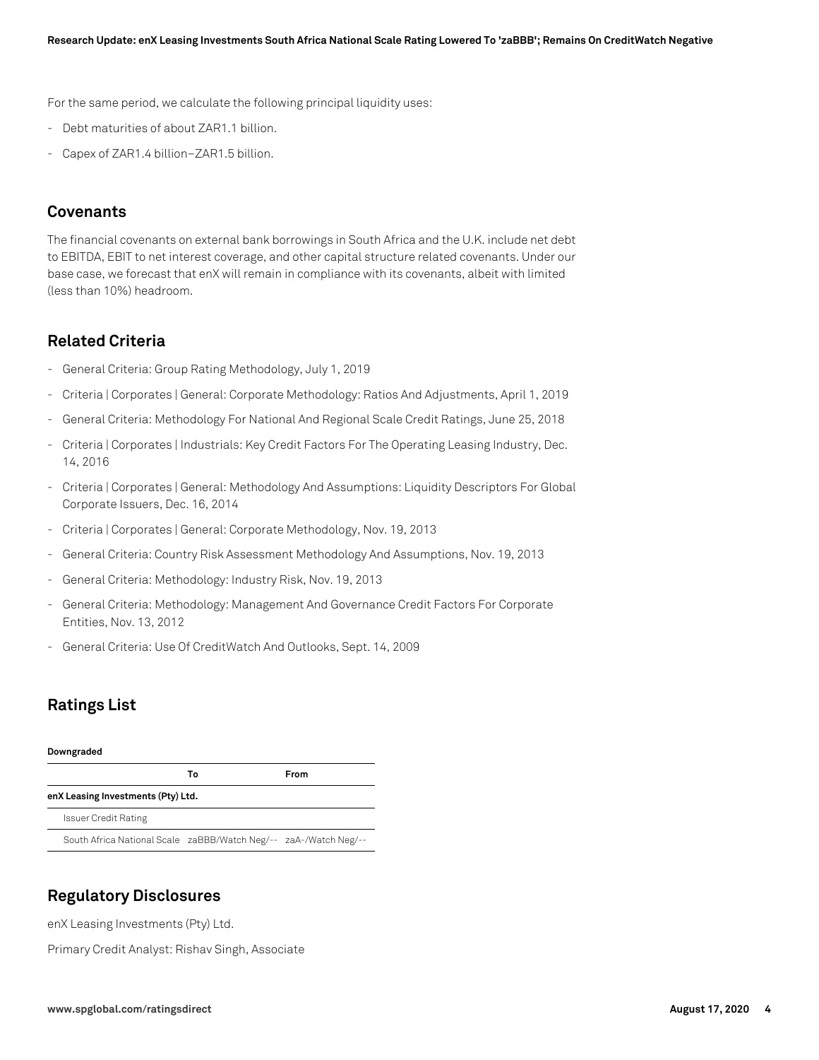For the same period, we calculate the following principal liquidity uses:

- Debt maturities of about ZAR1.1 billion.
- Capex of ZAR1.4 billion–ZAR1.5 billion.

## Covenants

The financial covenants on external bank borrowings in South Africa and the U.K. include net debt to EBITDA, EBIT to net interest coverage, and other capital structure related covenants. Under our base case, we forecast that enX will remain in compliance with its covenants, albeit with limited (less than 10%) headroom.

## Related Criteria

- General Criteria: Group Rating Methodology, July 1, 2019
- Criteria | Corporates | General: Corporate Methodology: Ratios And Adjustments, April 1, 2019
- General Criteria: Methodology For National And Regional Scale Credit Ratings, June 25, 2018
- Criteria | Corporates | Industrials: Key Credit Factors For The Operating Leasing Industry, Dec. 14, 2016
- Criteria | Corporates | General: Methodology And Assumptions: Liquidity Descriptors For Global Corporate Issuers, Dec. 16, 2014
- Criteria | Corporates | General: Corporate Methodology, Nov. 19, 2013
- General Criteria: Country Risk Assessment Methodology And Assumptions, Nov. 19, 2013
- General Criteria: Methodology: Industry Risk, Nov. 19, 2013
- General Criteria: Methodology: Management And Governance Credit Factors For Corporate Entities, Nov. 13, 2012
- General Criteria: Use Of CreditWatch And Outlooks, Sept. 14, 2009

## Ratings List

**Downgraded**

| | To | From |
|---|---|---|
| **enX Leasing Investments (Pty) Ltd.** | | |
| Issuer Credit Rating | | |
| South Africa National Scale | zaBBB/Watch Neg/-- | zaA-/Watch Neg/-- |

## Regulatory Disclosures

enX Leasing Investments (Pty) Ltd.

Primary Credit Analyst: Rishav Singh, Associate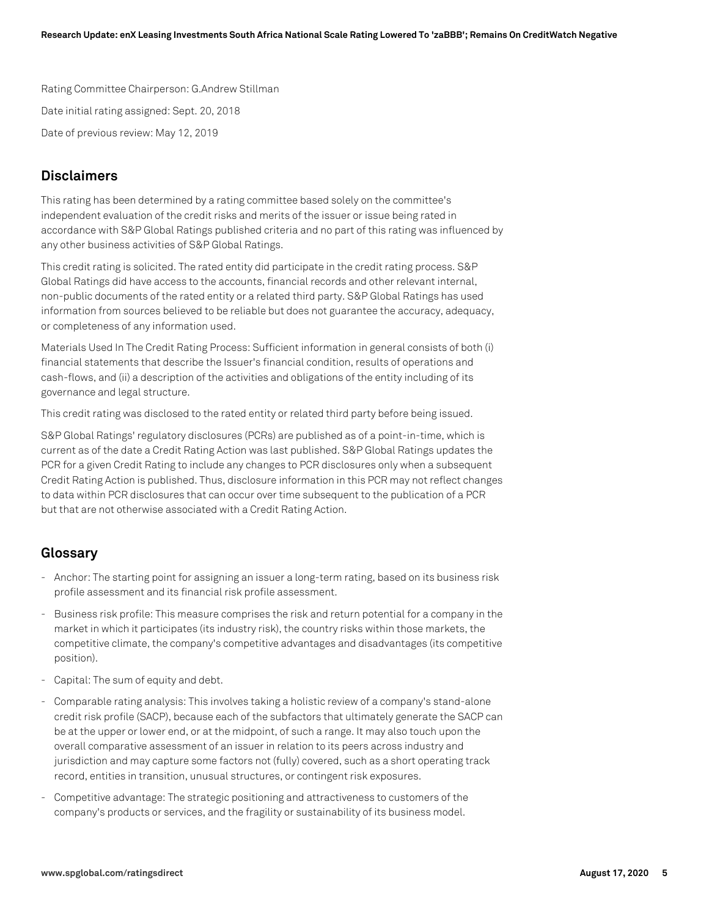Rating Committee Chairperson: G.Andrew Stillman

Date initial rating assigned: Sept. 20, 2018

Date of previous review: May 12, 2019

## Disclaimers

This rating has been determined by a rating committee based solely on the committee's independent evaluation of the credit risks and merits of the issuer or issue being rated in accordance with S&P Global Ratings published criteria and no part of this rating was influenced by any other business activities of S&P Global Ratings.

This credit rating is solicited. The rated entity did participate in the credit rating process. S&P Global Ratings did have access to the accounts, financial records and other relevant internal, non-public documents of the rated entity or a related third party. S&P Global Ratings has used information from sources believed to be reliable but does not guarantee the accuracy, adequacy, or completeness of any information used.

Materials Used In The Credit Rating Process: Sufficient information in general consists of both (i) financial statements that describe the Issuer's financial condition, results of operations and cash-flows, and (ii) a description of the activities and obligations of the entity including of its governance and legal structure.

This credit rating was disclosed to the rated entity or related third party before being issued.

S&P Global Ratings' regulatory disclosures (PCRs) are published as of a point-in-time, which is current as of the date a Credit Rating Action was last published. S&P Global Ratings updates the PCR for a given Credit Rating to include any changes to PCR disclosures only when a subsequent Credit Rating Action is published. Thus, disclosure information in this PCR may not reflect changes to data within PCR disclosures that can occur over time subsequent to the publication of a PCR but that are not otherwise associated with a Credit Rating Action.

## Glossary

- Anchor: The starting point for assigning an issuer a long-term rating, based on its business risk profile assessment and its financial risk profile assessment.
- Business risk profile: This measure comprises the risk and return potential for a company in the market in which it participates (its industry risk), the country risks within those markets, the competitive climate, the company's competitive advantages and disadvantages (its competitive position).
- Capital: The sum of equity and debt.
- Comparable rating analysis: This involves taking a holistic review of a company's stand-alone credit risk profile (SACP), because each of the subfactors that ultimately generate the SACP can be at the upper or lower end, or at the midpoint, of such a range. It may also touch upon the overall comparative assessment of an issuer in relation to its peers across industry and jurisdiction and may capture some factors not (fully) covered, such as a short operating track record, entities in transition, unusual structures, or contingent risk exposures.
- Competitive advantage: The strategic positioning and attractiveness to customers of the company's products or services, and the fragility or sustainability of its business model.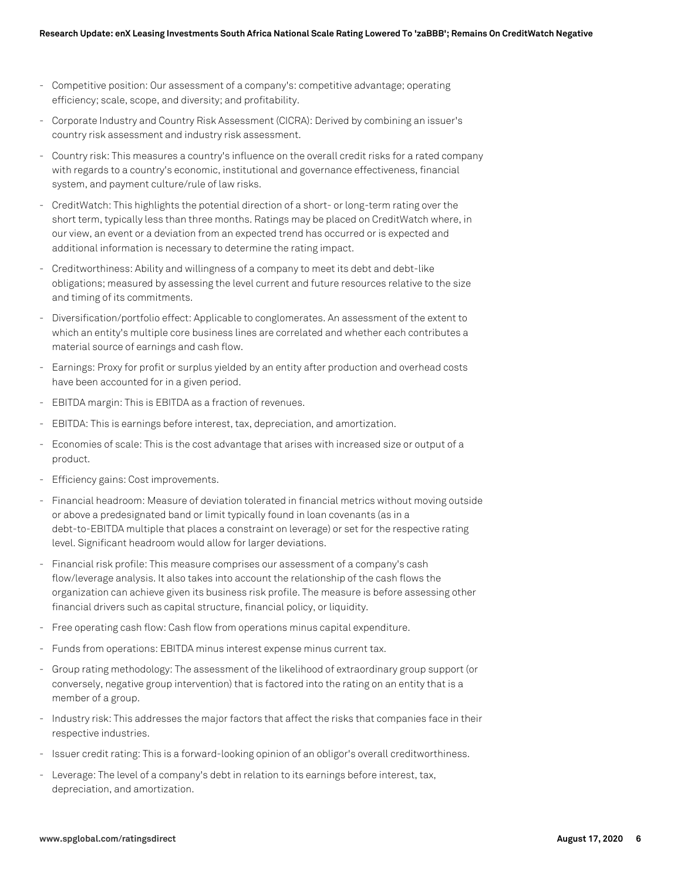- Competitive position: Our assessment of a company's: competitive advantage; operating efficiency; scale, scope, and diversity; and profitability.
- Corporate Industry and Country Risk Assessment (CICRA): Derived by combining an issuer's country risk assessment and industry risk assessment.
- Country risk: This measures a country's influence on the overall credit risks for a rated company with regards to a country's economic, institutional and governance effectiveness, financial system, and payment culture/rule of law risks.
- CreditWatch: This highlights the potential direction of a short- or long-term rating over the short term, typically less than three months. Ratings may be placed on CreditWatch where, in our view, an event or a deviation from an expected trend has occurred or is expected and additional information is necessary to determine the rating impact.
- Creditworthiness: Ability and willingness of a company to meet its debt and debt-like obligations; measured by assessing the level current and future resources relative to the size and timing of its commitments.
- Diversification/portfolio effect: Applicable to conglomerates. An assessment of the extent to which an entity's multiple core business lines are correlated and whether each contributes a material source of earnings and cash flow.
- Earnings: Proxy for profit or surplus yielded by an entity after production and overhead costs have been accounted for in a given period.
- EBITDA margin: This is EBITDA as a fraction of revenues.
- EBITDA: This is earnings before interest, tax, depreciation, and amortization.
- Economies of scale: This is the cost advantage that arises with increased size or output of a product.
- Efficiency gains: Cost improvements.
- Financial headroom: Measure of deviation tolerated in financial metrics without moving outside or above a predesignated band or limit typically found in loan covenants (as in a debt-to-EBITDA multiple that places a constraint on leverage) or set for the respective rating level. Significant headroom would allow for larger deviations.
- Financial risk profile: This measure comprises our assessment of a company's cash flow/leverage analysis. It also takes into account the relationship of the cash flows the organization can achieve given its business risk profile. The measure is before assessing other financial drivers such as capital structure, financial policy, or liquidity.
- Free operating cash flow: Cash flow from operations minus capital expenditure.
- Funds from operations: EBITDA minus interest expense minus current tax.
- Group rating methodology: The assessment of the likelihood of extraordinary group support (or conversely, negative group intervention) that is factored into the rating on an entity that is a member of a group.
- Industry risk: This addresses the major factors that affect the risks that companies face in their respective industries.
- Issuer credit rating: This is a forward-looking opinion of an obligor's overall creditworthiness.
- Leverage: The level of a company's debt in relation to its earnings before interest, tax, depreciation, and amortization.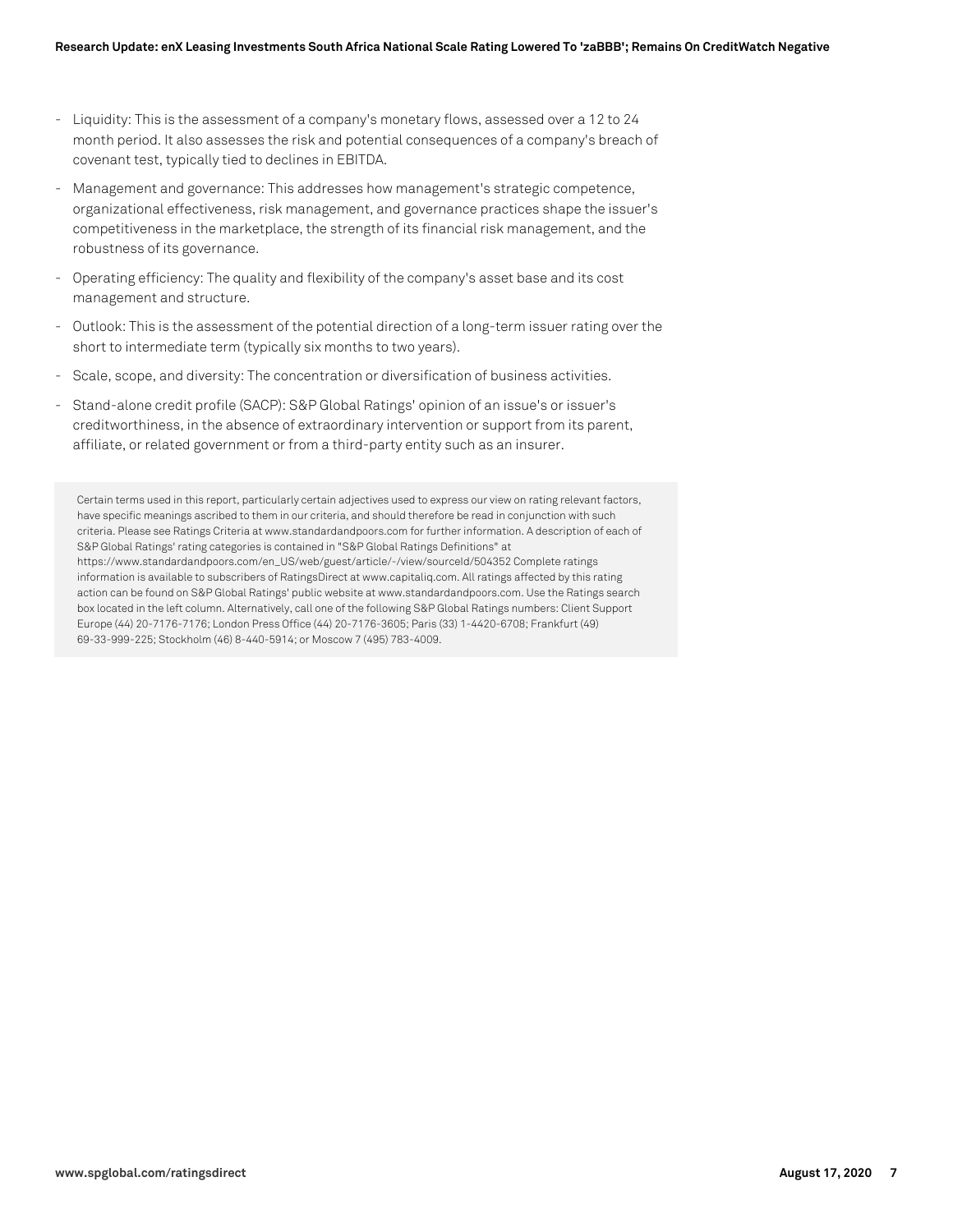- Liquidity: This is the assessment of a company's monetary flows, assessed over a 12 to 24 month period. It also assesses the risk and potential consequences of a company's breach of covenant test, typically tied to declines in EBITDA.
- Management and governance: This addresses how management's strategic competence, organizational effectiveness, risk management, and governance practices shape the issuer's competitiveness in the marketplace, the strength of its financial risk management, and the robustness of its governance.
- Operating efficiency: The quality and flexibility of the company's asset base and its cost management and structure.
- Outlook: This is the assessment of the potential direction of a long-term issuer rating over the short to intermediate term (typically six months to two years).
- Scale, scope, and diversity: The concentration or diversification of business activities.
- Stand-alone credit profile (SACP): S&P Global Ratings' opinion of an issue's or issuer's creditworthiness, in the absence of extraordinary intervention or support from its parent, affiliate, or related government or from a third-party entity such as an insurer.

Certain terms used in this report, particularly certain adjectives used to express our view on rating relevant factors, have specific meanings ascribed to them in our criteria, and should therefore be read in conjunction with such criteria. Please see Ratings Criteria at www.standardandpoors.com for further information. A description of each of S&P Global Ratings' rating categories is contained in "S&P Global Ratings Definitions" at https://www.standardandpoors.com/en_US/web/guest/article/-/view/sourceId/504352 Complete ratings information is available to subscribers of RatingsDirect at www.capitaliq.com. All ratings affected by this rating action can be found on S&P Global Ratings' public website at www.standardandpoors.com. Use the Ratings search box located in the left column. Alternatively, call one of the following S&P Global Ratings numbers: Client Support Europe (44) 20-7176-7176; London Press Office (44) 20-7176-3605; Paris (33) 1-4420-6708; Frankfurt (49) 69-33-999-225; Stockholm (46) 8-440-5914; or Moscow 7 (495) 783-4009.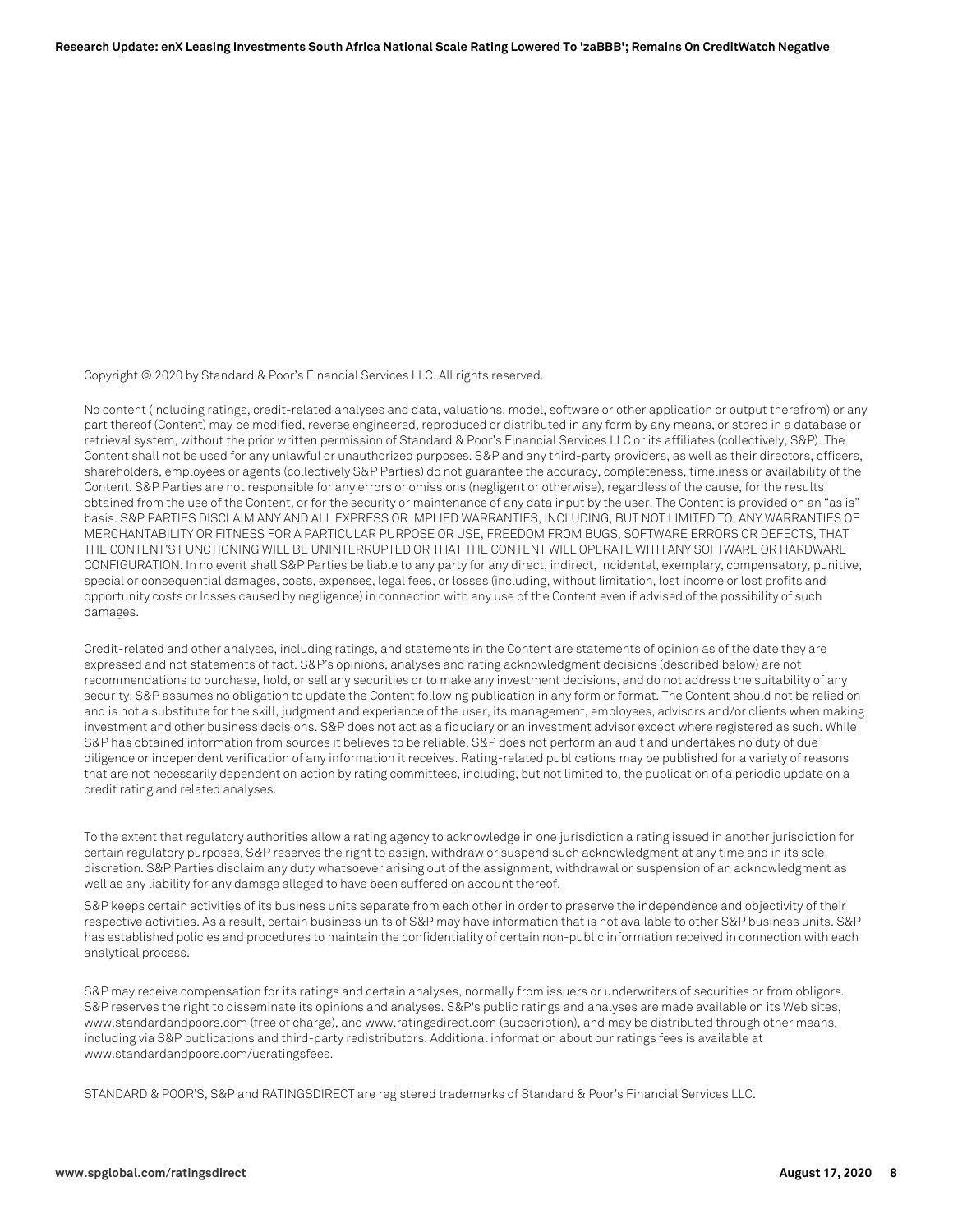Copyright © 2020 by Standard & Poor's Financial Services LLC. All rights reserved.

No content (including ratings, credit-related analyses and data, valuations, model, software or other application or output therefrom) or any part thereof (Content) may be modified, reverse engineered, reproduced or distributed in any form by any means, or stored in a database or retrieval system, without the prior written permission of Standard & Poor's Financial Services LLC or its affiliates (collectively, S&P). The Content shall not be used for any unlawful or unauthorized purposes. S&P and any third-party providers, as well as their directors, officers, shareholders, employees or agents (collectively S&P Parties) do not guarantee the accuracy, completeness, timeliness or availability of the Content. S&P Parties are not responsible for any errors or omissions (negligent or otherwise), regardless of the cause, for the results obtained from the use of the Content, or for the security or maintenance of any data input by the user. The Content is provided on an "as is" basis. S&P PARTIES DISCLAIM ANY AND ALL EXPRESS OR IMPLIED WARRANTIES, INCLUDING, BUT NOT LIMITED TO, ANY WARRANTIES OF MERCHANTABILITY OR FITNESS FOR A PARTICULAR PURPOSE OR USE, FREEDOM FROM BUGS, SOFTWARE ERRORS OR DEFECTS, THAT THE CONTENT'S FUNCTIONING WILL BE UNINTERRUPTED OR THAT THE CONTENT WILL OPERATE WITH ANY SOFTWARE OR HARDWARE CONFIGURATION. In no event shall S&P Parties be liable to any party for any direct, indirect, incidental, exemplary, compensatory, punitive, special or consequential damages, costs, expenses, legal fees, or losses (including, without limitation, lost income or lost profits and opportunity costs or losses caused by negligence) in connection with any use of the Content even if advised of the possibility of such damages.

Credit-related and other analyses, including ratings, and statements in the Content are statements of opinion as of the date they are expressed and not statements of fact. S&P's opinions, analyses and rating acknowledgment decisions (described below) are not recommendations to purchase, hold, or sell any securities or to make any investment decisions, and do not address the suitability of any security. S&P assumes no obligation to update the Content following publication in any form or format. The Content should not be relied on and is not a substitute for the skill, judgment and experience of the user, its management, employees, advisors and/or clients when making investment and other business decisions. S&P does not act as a fiduciary or an investment advisor except where registered as such. While S&P has obtained information from sources it believes to be reliable, S&P does not perform an audit and undertakes no duty of due diligence or independent verification of any information it receives. Rating-related publications may be published for a variety of reasons that are not necessarily dependent on action by rating committees, including, but not limited to, the publication of a periodic update on a credit rating and related analyses.

To the extent that regulatory authorities allow a rating agency to acknowledge in one jurisdiction a rating issued in another jurisdiction for certain regulatory purposes, S&P reserves the right to assign, withdraw or suspend such acknowledgment at any time and in its sole discretion. S&P Parties disclaim any duty whatsoever arising out of the assignment, withdrawal or suspension of an acknowledgment as well as any liability for any damage alleged to have been suffered on account thereof.

S&P keeps certain activities of its business units separate from each other in order to preserve the independence and objectivity of their respective activities. As a result, certain business units of S&P may have information that is not available to other S&P business units. S&P has established policies and procedures to maintain the confidentiality of certain non-public information received in connection with each analytical process.

S&P may receive compensation for its ratings and certain analyses, normally from issuers or underwriters of securities or from obligors. S&P reserves the right to disseminate its opinions and analyses. S&P's public ratings and analyses are made available on its Web sites, www.standardandpoors.com (free of charge), and www.ratingsdirect.com (subscription), and may be distributed through other means, including via S&P publications and third-party redistributors. Additional information about our ratings fees is available at www.standardandpoors.com/usratingsfees.

STANDARD & POOR'S, S&P and RATINGSDIRECT are registered trademarks of Standard & Poor's Financial Services LLC.